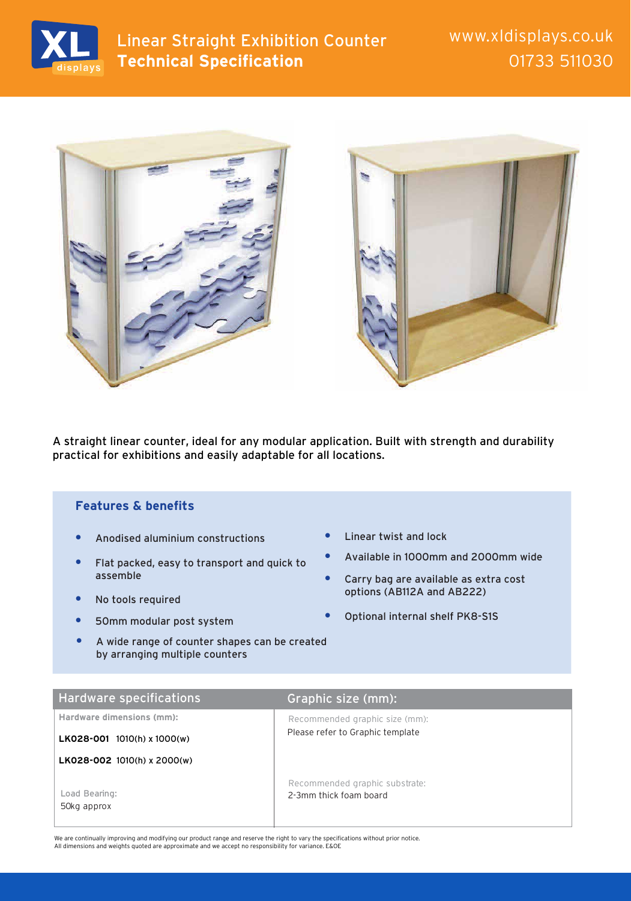# Linear Straight Exhibition Counter
## Technical Specification

www.xldisplays.co.uk
01733 511030

A straight linear counter, ideal for any modular application. Built with strength and durability practical for exhibitions and easily adaptable for all locations.

### Features & benefits

- Anodised aluminium constructions
- Flat packed, easy to transport and quick to assemble
- No tools required
- 50mm modular post system
- A wide range of counter shapes can be created by arranging multiple counters
- Linear twist and lock
- Available in 1000mm and 2000mm wide
- Carry bag are available as extra cost options (AB112A and AB222)
- Optional internal shelf PK8-S1S

| Hardware specifications | Graphic size (mm): |
| --- | --- |
| Hardware dimensions (mm): | Recommended graphic size (mm): |
| **LK028-001** 1010(h) x 1000(w) | Please refer to Graphic template |
| **LK028-002** 1010(h) x 2000(w) | |
| Load Bearing: | Recommended graphic substrate: |
| 50kg approx | 2-3mm thick foam board |

We are continually improving and modifying our product range and reserve the right to vary the specifications without prior notice.
All dimensions and weights quoted are approximate and we accept no responsibility for variance. E&OE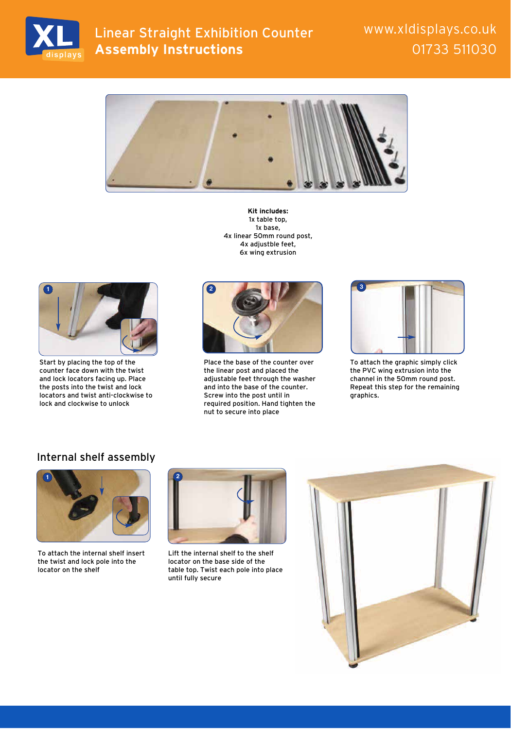# Linear Straight Exhibition Counter
## Assembly Instructions

www.xldisplays.co.uk
01733 511030

**Kit includes:**
1x table top,
1x base,
4x linear 50mm round post,
4x adjustble feet,
6x wing extrusion

1. Start by placing the top of the counter face down with the twist and lock locators facing up. Place the posts into the twist and lock locators and twist anti-clockwise to lock and clockwise to unlock

2. Place the base of the counter over the linear post and placed the adjustable feet through the washer and into the base of the counter. Screw into the post until in required position. Hand tighten the nut to secure into place

3. To attach the graphic simply click the PVC wing extrusion into the channel in the 50mm round post. Repeat this step for the remaining graphics.

## Internal shelf assembly

1. To attach the internal shelf insert the twist and lock pole into the locator on the shelf

2. Lift the internal shelf to the shelf locator on the base side of the table top. Twist each pole into place until fully secure